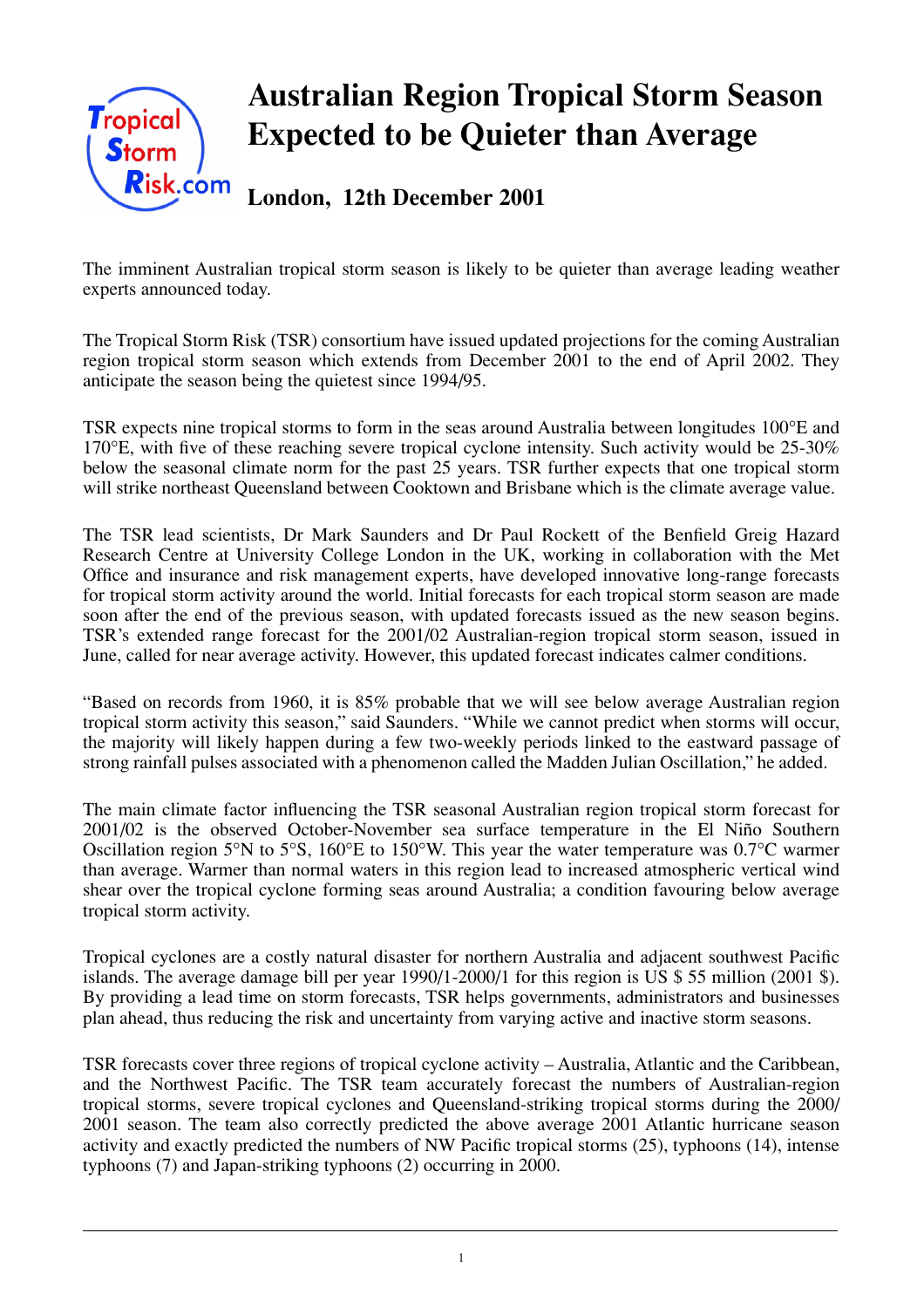# Australian Region Tropical Storm Season Expected to be Quieter than Average

## London, 12th December 2001

The imminent Australian tropical storm season is likely to be quieter than average leading weather experts announced today.

The Tropical Storm Risk (TSR) consortium have issued updated projections for the coming Australian region tropical storm season which extends from December 2001 to the end of April 2002. They anticipate the season being the quietest since 1994/95.

TSR expects nine tropical storms to form in the seas around Australia between longitudes 100°E and 170°E, with five of these reaching severe tropical cyclone intensity. Such activity would be 25-30% below the seasonal climate norm for the past 25 years. TSR further expects that one tropical storm will strike northeast Queensland between Cooktown and Brisbane which is the climate average value.

The TSR lead scientists, Dr Mark Saunders and Dr Paul Rockett of the Benfield Greig Hazard Research Centre at University College London in the UK, working in collaboration with the Met Office and insurance and risk management experts, have developed innovative long-range forecasts for tropical storm activity around the world. Initial forecasts for each tropical storm season are made soon after the end of the previous season, with updated forecasts issued as the new season begins. TSR's extended range forecast for the 2001/02 Australian-region tropical storm season, issued in June, called for near average activity. However, this updated forecast indicates calmer conditions.

"Based on records from 1960, it is 85% probable that we will see below average Australian region tropical storm activity this season," said Saunders. "While we cannot predict when storms will occur, the majority will likely happen during a few two-weekly periods linked to the eastward passage of strong rainfall pulses associated with a phenomenon called the Madden Julian Oscillation," he added.

The main climate factor influencing the TSR seasonal Australian region tropical storm forecast for 2001/02 is the observed October-November sea surface temperature in the El Niño Southern Oscillation region 5°N to 5°S, 160°E to 150°W. This year the water temperature was 0.7°C warmer than average. Warmer than normal waters in this region lead to increased atmospheric vertical wind shear over the tropical cyclone forming seas around Australia; a condition favouring below average tropical storm activity.

Tropical cyclones are a costly natural disaster for northern Australia and adjacent southwest Pacific islands. The average damage bill per year 1990/1-2000/1 for this region is US $ 55 million (2001 $). By providing a lead time on storm forecasts, TSR helps governments, administrators and businesses plan ahead, thus reducing the risk and uncertainty from varying active and inactive storm seasons.

TSR forecasts cover three regions of tropical cyclone activity – Australia, Atlantic and the Caribbean, and the Northwest Pacific. The TSR team accurately forecast the numbers of Australian-region tropical storms, severe tropical cyclones and Queensland-striking tropical storms during the 2000/2001 season. The team also correctly predicted the above average 2001 Atlantic hurricane season activity and exactly predicted the numbers of NW Pacific tropical storms (25), typhoons (14), intense typhoons (7) and Japan-striking typhoons (2) occurring in 2000.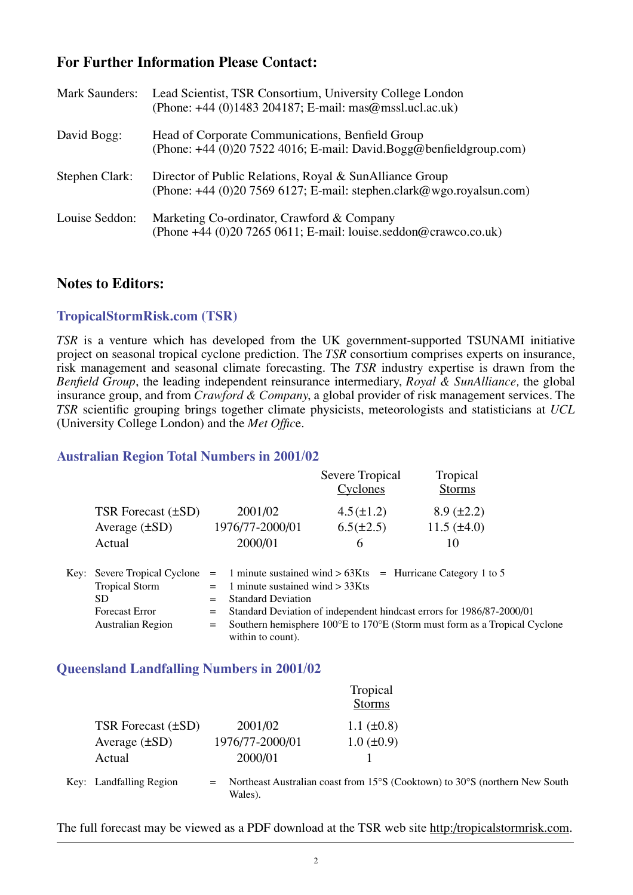## For Further Information Please Contact:

| | |
|---|---|
| Mark Saunders: | Lead Scientist, TSR Consortium, University College London (Phone: +44 (0)1483 204187; E-mail: mas@mssl.ucl.ac.uk) |
| David Bogg: | Head of Corporate Communications, Benfield Group (Phone: +44 (0)20 7522 4016; E-mail: David.Bogg@benfieldgroup.com) |
| Stephen Clark: | Director of Public Relations, Royal & SunAlliance Group (Phone: +44 (0)20 7569 6127; E-mail: stephen.clark@wgo.royalsun.com) |
| Louise Seddon: | Marketing Co-ordinator, Crawford & Company (Phone +44 (0)20 7265 0611; E-mail: louise.seddon@crawco.co.uk) |

## Notes to Editors:

### TropicalStormRisk.com (TSR)

*TSR* is a venture which has developed from the UK government-supported TSUNAMI initiative project on seasonal tropical cyclone prediction. The *TSR* consortium comprises experts on insurance, risk management and seasonal climate forecasting. The *TSR* industry expertise is drawn from the *Benfield Group*, the leading independent reinsurance intermediary, *Royal & SunAlliance,* the global insurance group, and from *Crawford & Company*, a global provider of risk management services. The *TSR* scientific grouping brings together climate physicists, meteorologists and statisticians at *UCL* (University College London) and the *Met Offic*e.

### Australian Region Total Numbers in 2001/02

| | | Severe Tropical Cyclones | Tropical Storms |
|---|---|---|---|
| TSR Forecast (±SD) | 2001/02 | 4.5 (±1.2) | 8.9 (±2.2) |
| Average (±SD) | 1976/77-2000/01 | 6.5 (±2.5) | 11.5 (±4.0) |
| Actual | 2000/01 | 6 | 10 |

Key:
- Severe Tropical Cyclone = 1 minute sustained wind > 63Kts = Hurricane Category 1 to 5
- Tropical Storm = 1 minute sustained wind > 33Kts
- SD = Standard Deviation
- Forecast Error = Standard Deviation of independent hindcast errors for 1986/87-2000/01
- Australian Region = Southern hemisphere 100°E to 170°E (Storm must form as a Tropical Cyclone within to count).

### Queensland Landfalling Numbers in 2001/02

| | | Tropical Storms |
|---|---|---|
| TSR Forecast (±SD) | 2001/02 | 1.1 (±0.8) |
| Average (±SD) | 1976/77-2000/01 | 1.0 (±0.9) |
| Actual | 2000/01 | 1 |

Key:
- Landfalling Region = Northeast Australian coast from 15°S (Cooktown) to 30°S (northern New South Wales).

The full forecast may be viewed as a PDF download at the TSR web site http:/tropicalstormrisk.com.